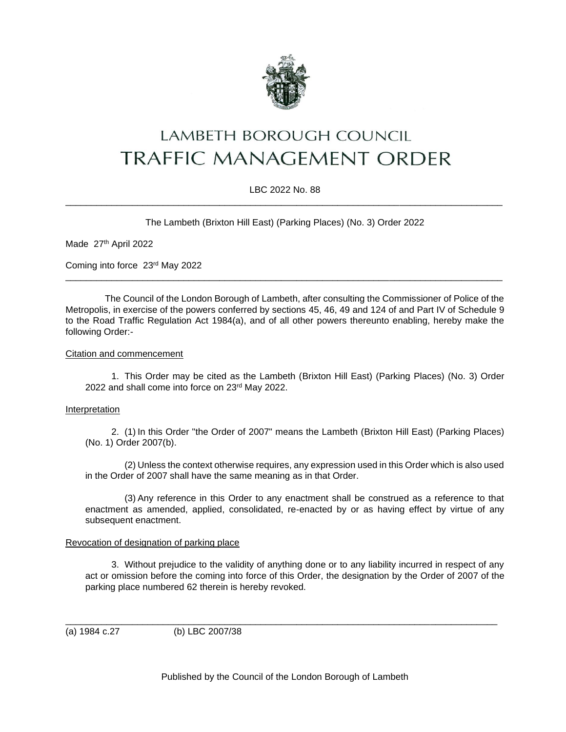# LAMBETH BOROUGH COUNCIL
# TRAFFIC MANAGEMENT ORDER

LBC 2022 No. 88

---

The Lambeth (Brixton Hill East) (Parking Places) (No. 3) Order 2022

Made 27th April 2022

Coming into force 23rd May 2022

---

The Council of the London Borough of Lambeth, after consulting the Commissioner of Police of the Metropolis, in exercise of the powers conferred by sections 45, 46, 49 and 124 of and Part IV of Schedule 9 to the Road Traffic Regulation Act 1984(a), and of all other powers thereunto enabling, hereby make the following Order:-

Citation and commencement

1. This Order may be cited as the Lambeth (Brixton Hill East) (Parking Places) (No. 3) Order 2022 and shall come into force on 23rd May 2022.

Interpretation

2. (1) In this Order "the Order of 2007" means the Lambeth (Brixton Hill East) (Parking Places) (No. 1) Order 2007(b).

(2) Unless the context otherwise requires, any expression used in this Order which is also used in the Order of 2007 shall have the same meaning as in that Order.

(3) Any reference in this Order to any enactment shall be construed as a reference to that enactment as amended, applied, consolidated, re-enacted by or as having effect by virtue of any subsequent enactment.

Revocation of designation of parking place

3. Without prejudice to the validity of anything done or to any liability incurred in respect of any act or omission before the coming into force of this Order, the designation by the Order of 2007 of the parking place numbered 62 therein is hereby revoked.

---

(a) 1984 c.27 (b) LBC 2007/38

Published by the Council of the London Borough of Lambeth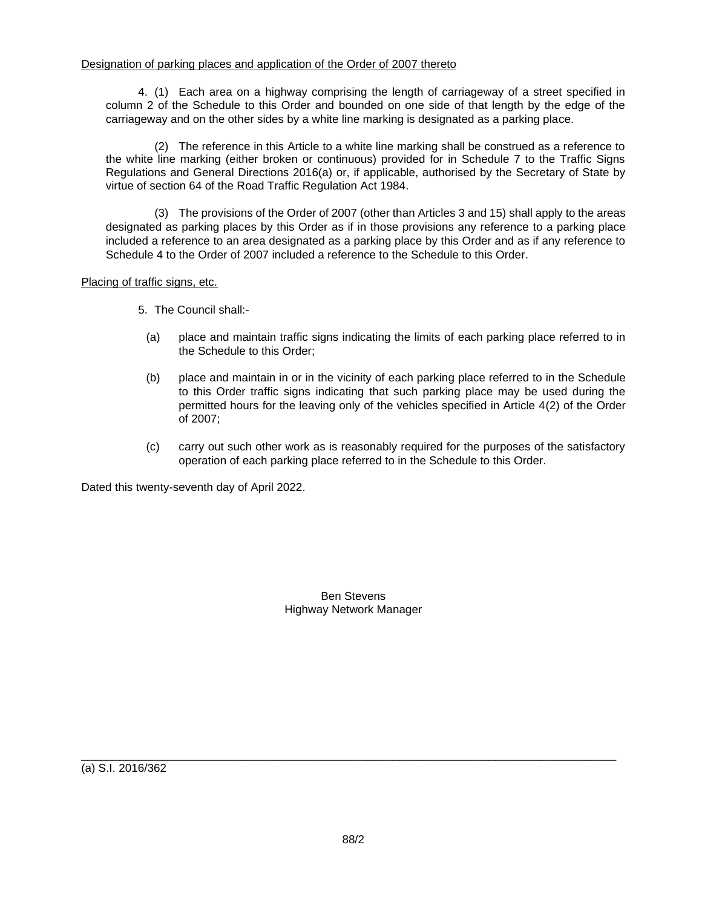Designation of parking places and application of the Order of 2007 thereto

4. (1) Each area on a highway comprising the length of carriageway of a street specified in column 2 of the Schedule to this Order and bounded on one side of that length by the edge of the carriageway and on the other sides by a white line marking is designated as a parking place.

(2) The reference in this Article to a white line marking shall be construed as a reference to the white line marking (either broken or continuous) provided for in Schedule 7 to the Traffic Signs Regulations and General Directions 2016(a) or, if applicable, authorised by the Secretary of State by virtue of section 64 of the Road Traffic Regulation Act 1984.

(3) The provisions of the Order of 2007 (other than Articles 3 and 15) shall apply to the areas designated as parking places by this Order as if in those provisions any reference to a parking place included a reference to an area designated as a parking place by this Order and as if any reference to Schedule 4 to the Order of 2007 included a reference to the Schedule to this Order.

Placing of traffic signs, etc.

5. The Council shall:-

(a) place and maintain traffic signs indicating the limits of each parking place referred to in the Schedule to this Order;

(b) place and maintain in or in the vicinity of each parking place referred to in the Schedule to this Order traffic signs indicating that such parking place may be used during the permitted hours for the leaving only of the vehicles specified in Article 4(2) of the Order of 2007;

(c) carry out such other work as is reasonably required for the purposes of the satisfactory operation of each parking place referred to in the Schedule to this Order.

Dated this twenty-seventh day of April 2022.

Ben Stevens
Highway Network Manager

---

(a) S.I. 2016/362

88/2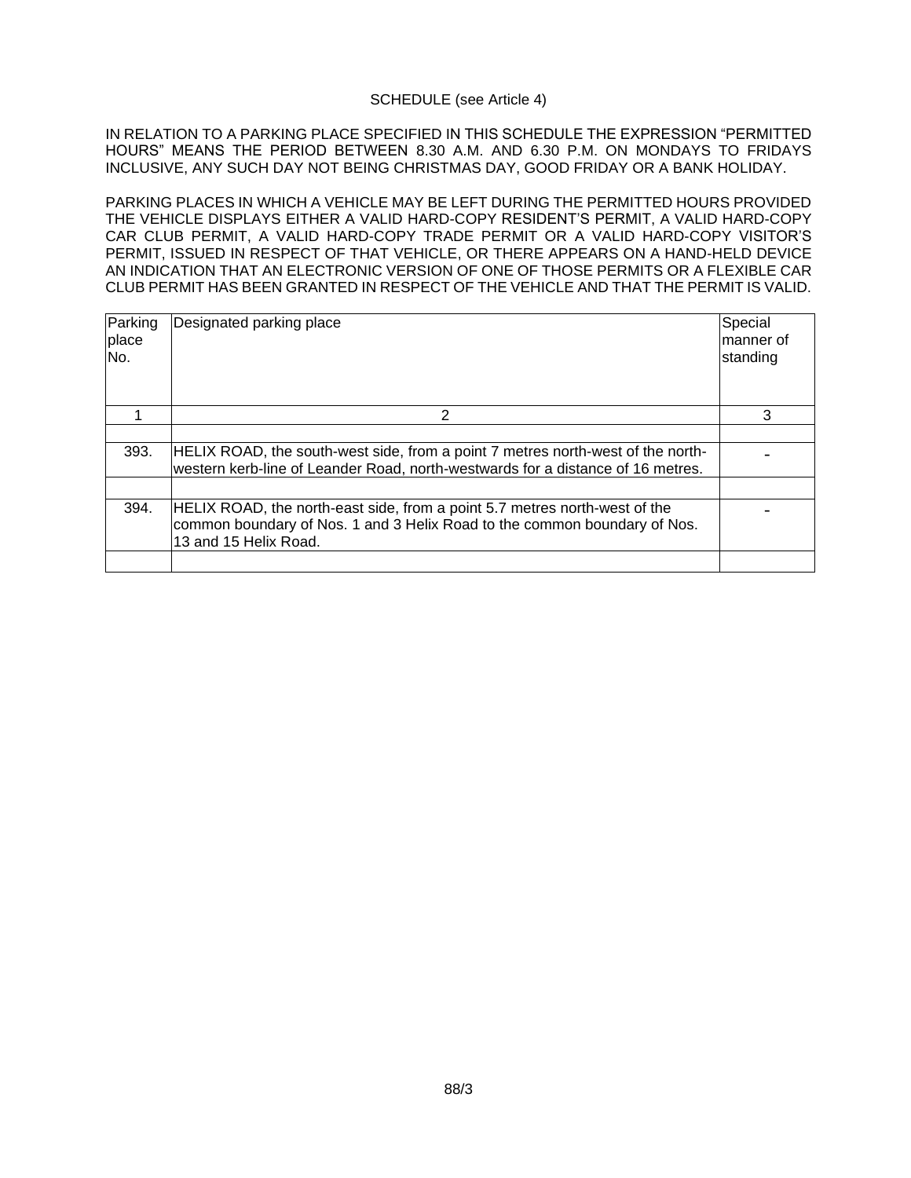SCHEDULE (see Article 4)

IN RELATION TO A PARKING PLACE SPECIFIED IN THIS SCHEDULE THE EXPRESSION "PERMITTED HOURS" MEANS THE PERIOD BETWEEN 8.30 A.M. AND 6.30 P.M. ON MONDAYS TO FRIDAYS INCLUSIVE, ANY SUCH DAY NOT BEING CHRISTMAS DAY, GOOD FRIDAY OR A BANK HOLIDAY.

PARKING PLACES IN WHICH A VEHICLE MAY BE LEFT DURING THE PERMITTED HOURS PROVIDED THE VEHICLE DISPLAYS EITHER A VALID HARD-COPY RESIDENT'S PERMIT, A VALID HARD-COPY CAR CLUB PERMIT, A VALID HARD-COPY TRADE PERMIT OR A VALID HARD-COPY VISITOR'S PERMIT, ISSUED IN RESPECT OF THAT VEHICLE, OR THERE APPEARS ON A HAND-HELD DEVICE AN INDICATION THAT AN ELECTRONIC VERSION OF ONE OF THOSE PERMITS OR A FLEXIBLE CAR CLUB PERMIT HAS BEEN GRANTED IN RESPECT OF THE VEHICLE AND THAT THE PERMIT IS VALID.

| Parking place No. | Designated parking place | Special manner of standing |
|---|---|---|
| 1 | 2 | 3 |
| | | |
| 393. | HELIX ROAD, the south-west side, from a point 7 metres north-west of the north-western kerb-line of Leander Road, north-westwards for a distance of 16 metres. | - |
| | | |
| 394. | HELIX ROAD, the north-east side, from a point 5.7 metres north-west of the common boundary of Nos. 1 and 3 Helix Road to the common boundary of Nos. 13 and 15 Helix Road. | - |
| | | |